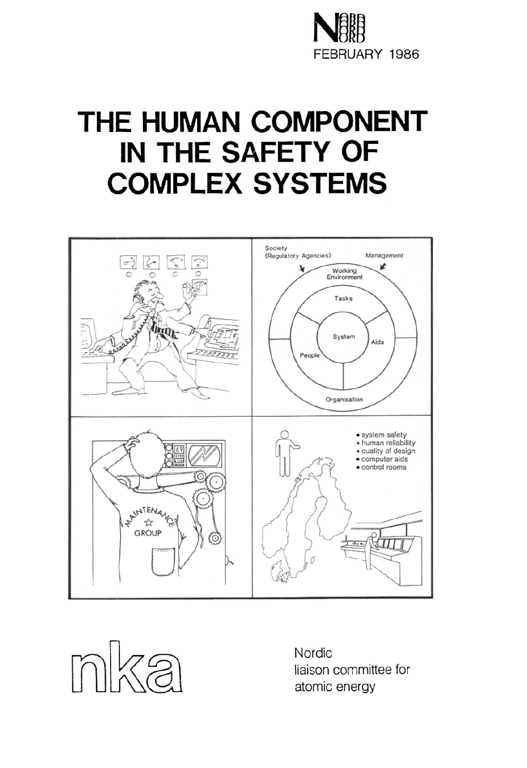NORD

FEBRUARY 1986

# THE HUMAN COMPONENT IN THE SAFETY OF COMPLEX SYSTEMS

nka

Nordic liaison committee for atomic energy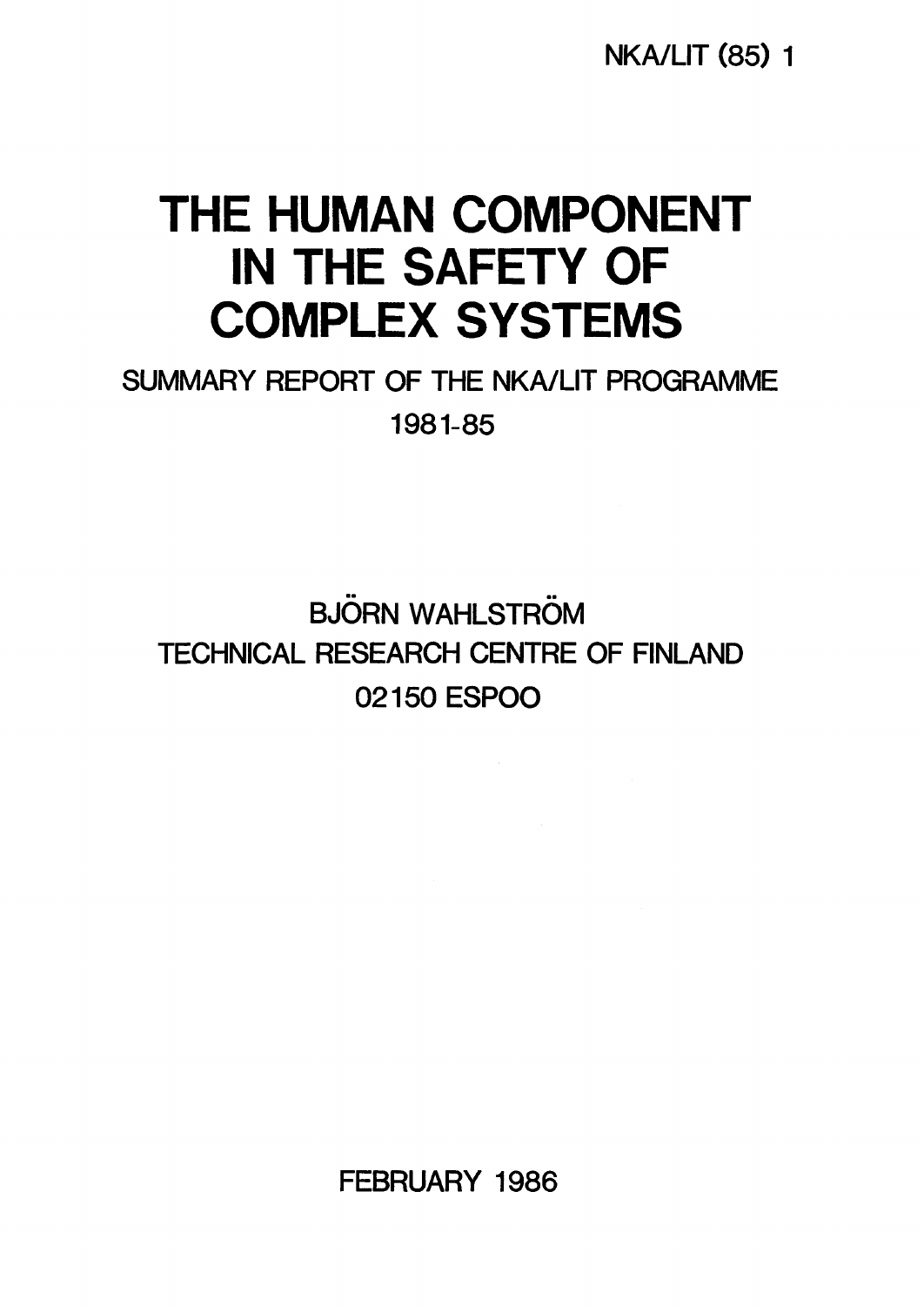NKA/LIT (85) 1

# THE HUMAN COMPONENT IN THE SAFETY OF COMPLEX SYSTEMS

## SUMMARY REPORT OF THE NKA/LIT PROGRAMME 1981-85

BJÖRN WAHLSTRÖM
TECHNICAL RESEARCH CENTRE OF FINLAND
02150 ESPOO

FEBRUARY 1986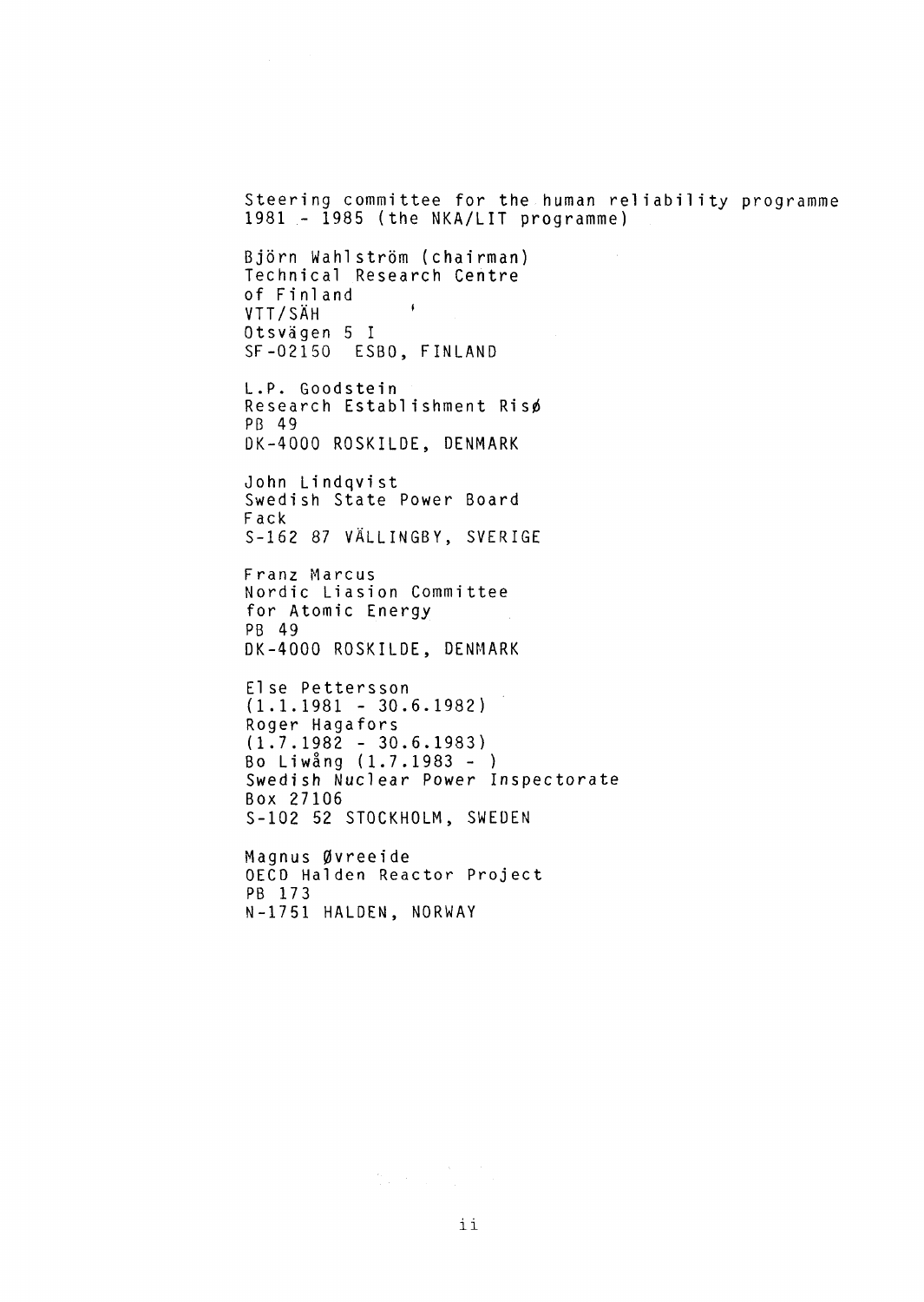Steering committee for the human reliability programme 1981 - 1985 (the NKA/LIT programme)

Björn Wahlström (chairman)
Technical Research Centre
of Finland
VTT/SÄH
Otsvägen 5 I
SF-02150 ESBO, FINLAND

L.P. Goodstein
Research Establishment Risø
PB 49
DK-4000 ROSKILDE, DENMARK

John Lindqvist
Swedish State Power Board
Fack
S-162 87 VÄLLINGBY, SVERIGE

Franz Marcus
Nordic Liasion Committee
for Atomic Energy
PB 49
DK-4000 ROSKILDE, DENMARK

Else Pettersson
(1.1.1981 - 30.6.1982)
Roger Hagafors
(1.7.1982 - 30.6.1983)
Bo Liwång (1.7.1983 - )
Swedish Nuclear Power Inspectorate
Box 27106
S-102 52 STOCKHOLM, SWEDEN

Magnus Øvreeide
OECD Halden Reactor Project
PB 173
N-1751 HALDEN, NORWAY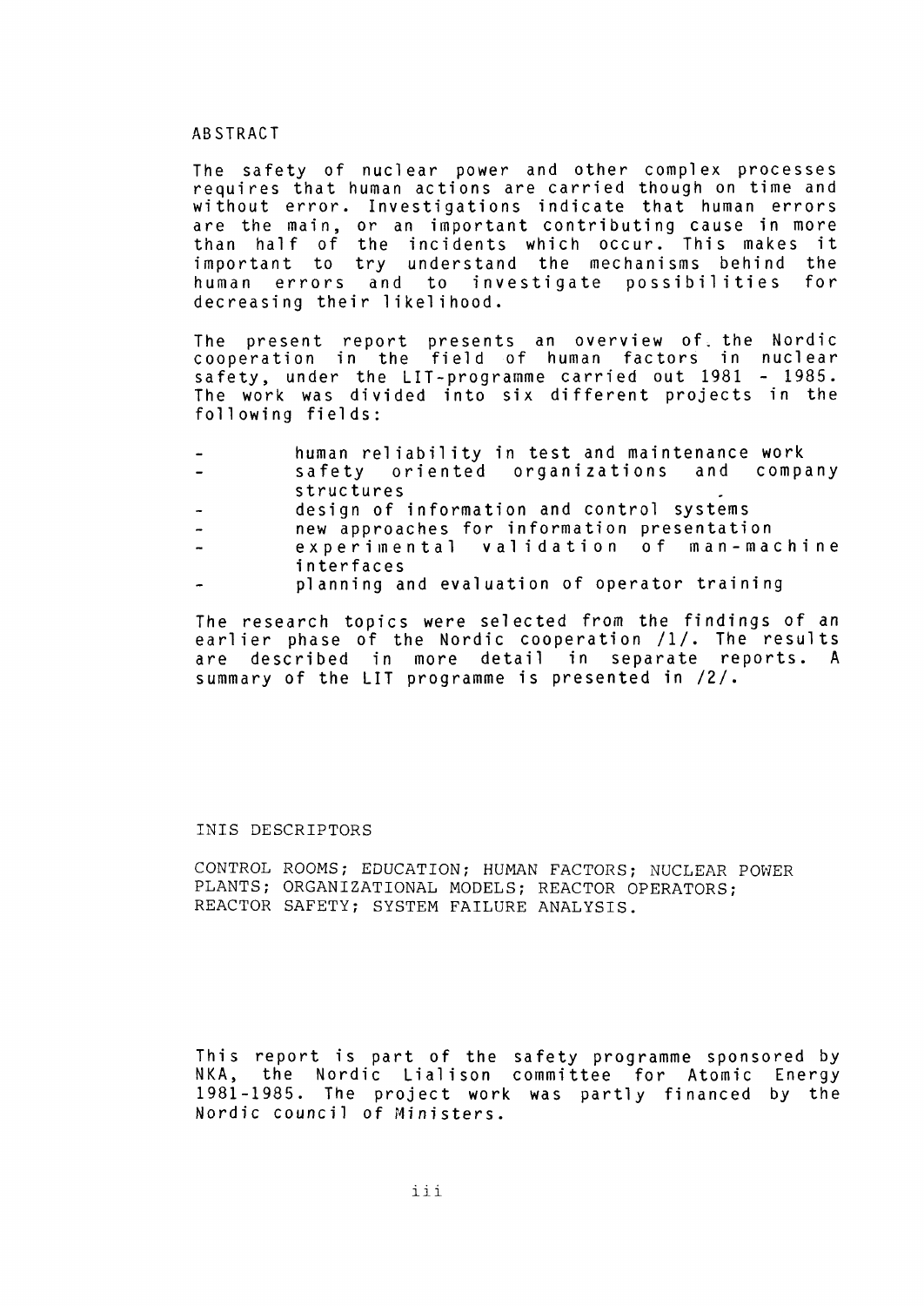# ABSTRACT

The safety of nuclear power and other complex processes requires that human actions are carried though on time and without error. Investigations indicate that human errors are the main, or an important contributing cause in more than half of the incidents which occur. This makes it important to try understand the mechanisms behind the human errors and to investigate possibilities for decreasing their likelihood.

The present report presents an overview of the Nordic cooperation in the field of human factors in nuclear safety, under the LIT-programme carried out 1981 - 1985. The work was divided into six different projects in the following fields:

- human reliability in test and maintenance work
- safety oriented organizations and company structures
- design of information and control systems
- new approaches for information presentation
- experimental validation of man-machine interfaces
- planning and evaluation of operator training

The research topics were selected from the findings of an earlier phase of the Nordic cooperation /1/. The results are described in more detail in separate reports. A summary of the LIT programme is presented in /2/.

## INIS DESCRIPTORS

CONTROL ROOMS; EDUCATION; HUMAN FACTORS; NUCLEAR POWER PLANTS; ORGANIZATIONAL MODELS; REACTOR OPERATORS; REACTOR SAFETY; SYSTEM FAILURE ANALYSIS.

This report is part of the safety programme sponsored by NKA, the Nordic Lialison committee for Atomic Energy 1981-1985. The project work was partly financed by the Nordic council of Ministers.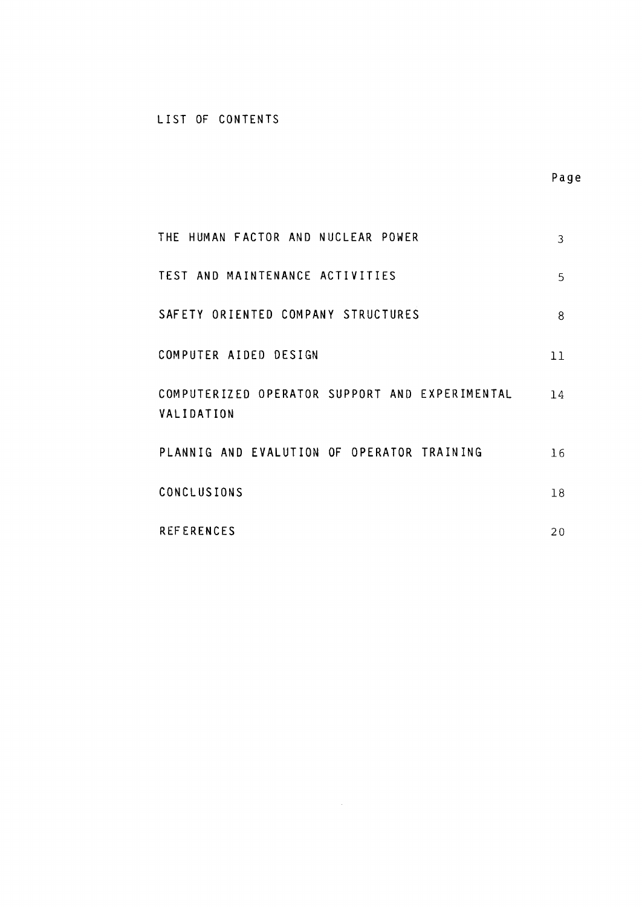# LIST OF CONTENTS

| | Page |
|---|---|
| THE HUMAN FACTOR AND NUCLEAR POWER | 3 |
| TEST AND MAINTENANCE ACTIVITIES | 5 |
| SAFETY ORIENTED COMPANY STRUCTURES | 8 |
| COMPUTER AIDED DESIGN | 11 |
| COMPUTERIZED OPERATOR SUPPORT AND EXPERIMENTAL VALIDATION | 14 |
| PLANNIG AND EVALUTION OF OPERATOR TRAINING | 16 |
| CONCLUSIONS | 18 |
| REFERENCES | 20 |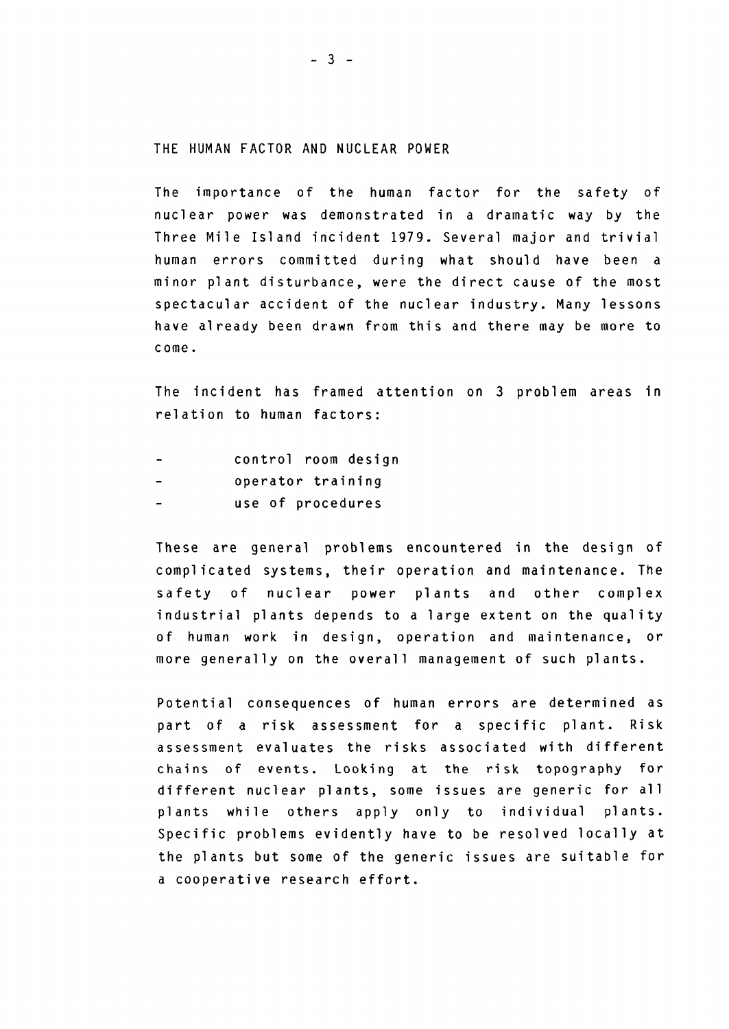## THE HUMAN FACTOR AND NUCLEAR POWER

The importance of the human factor for the safety of nuclear power was demonstrated in a dramatic way by the Three Mile Island incident 1979. Several major and trivial human errors committed during what should have been a minor plant disturbance, were the direct cause of the most spectacular accident of the nuclear industry. Many lessons have already been drawn from this and there may be more to come.

The incident has framed attention on 3 problem areas in relation to human factors:

- control room design
- operator training
- use of procedures

These are general problems encountered in the design of complicated systems, their operation and maintenance. The safety of nuclear power plants and other complex industrial plants depends to a large extent on the quality of human work in design, operation and maintenance, or more generally on the overall management of such plants.

Potential consequences of human errors are determined as part of a risk assessment for a specific plant. Risk assessment evaluates the risks associated with different chains of events. Looking at the risk topography for different nuclear plants, some issues are generic for all plants while others apply only to individual plants. Specific problems evidently have to be resolved locally at the plants but some of the generic issues are suitable for a cooperative research effort.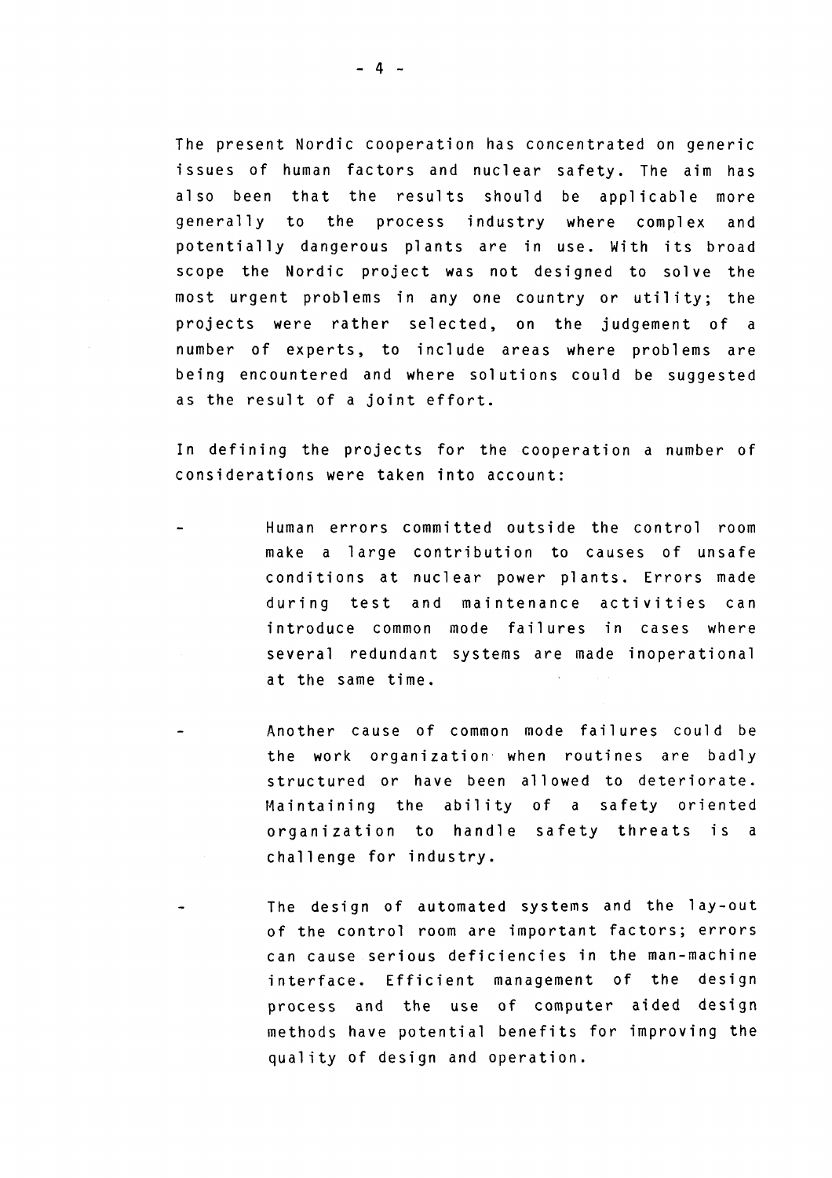The present Nordic cooperation has concentrated on generic issues of human factors and nuclear safety. The aim has also been that the results should be applicable more generally to the process industry where complex and potentially dangerous plants are in use. With its broad scope the Nordic project was not designed to solve the most urgent problems in any one country or utility; the projects were rather selected, on the judgement of a number of experts, to include areas where problems are being encountered and where solutions could be suggested as the result of a joint effort.

In defining the projects for the cooperation a number of considerations were taken into account:

- Human errors committed outside the control room make a large contribution to causes of unsafe conditions at nuclear power plants. Errors made during test and maintenance activities can introduce common mode failures in cases where several redundant systems are made inoperational at the same time.

- Another cause of common mode failures could be the work organization when routines are badly structured or have been allowed to deteriorate. Maintaining the ability of a safety oriented organization to handle safety threats is a challenge for industry.

- The design of automated systems and the lay-out of the control room are important factors; errors can cause serious deficiencies in the man-machine interface. Efficient management of the design process and the use of computer aided design methods have potential benefits for improving the quality of design and operation.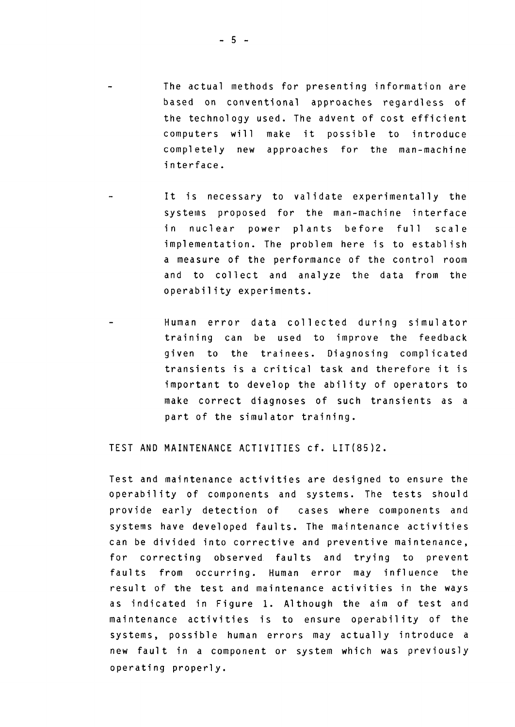- The actual methods for presenting information are based on conventional approaches regardless of the technology used. The advent of cost efficient computers will make it possible to introduce completely new approaches for the man-machine interface.

- It is necessary to validate experimentally the systems proposed for the man-machine interface in nuclear power plants before full scale implementation. The problem here is to establish a measure of the performance of the control room and to collect and analyze the data from the operability experiments.

- Human error data collected during simulator training can be used to improve the feedback given to the trainees. Diagnosing complicated transients is a critical task and therefore it is important to develop the ability of operators to make correct diagnoses of such transients as a part of the simulator training.

TEST AND MAINTENANCE ACTIVITIES cf. LIT(85)2.

Test and maintenance activities are designed to ensure the operability of components and systems. The tests should provide early detection of cases where components and systems have developed faults. The maintenance activities can be divided into corrective and preventive maintenance, for correcting observed faults and trying to prevent faults from occurring. Human error may influence the result of the test and maintenance activities in the ways as indicated in Figure 1. Although the aim of test and maintenance activities is to ensure operability of the systems, possible human errors may actually introduce a new fault in a component or system which was previously operating properly.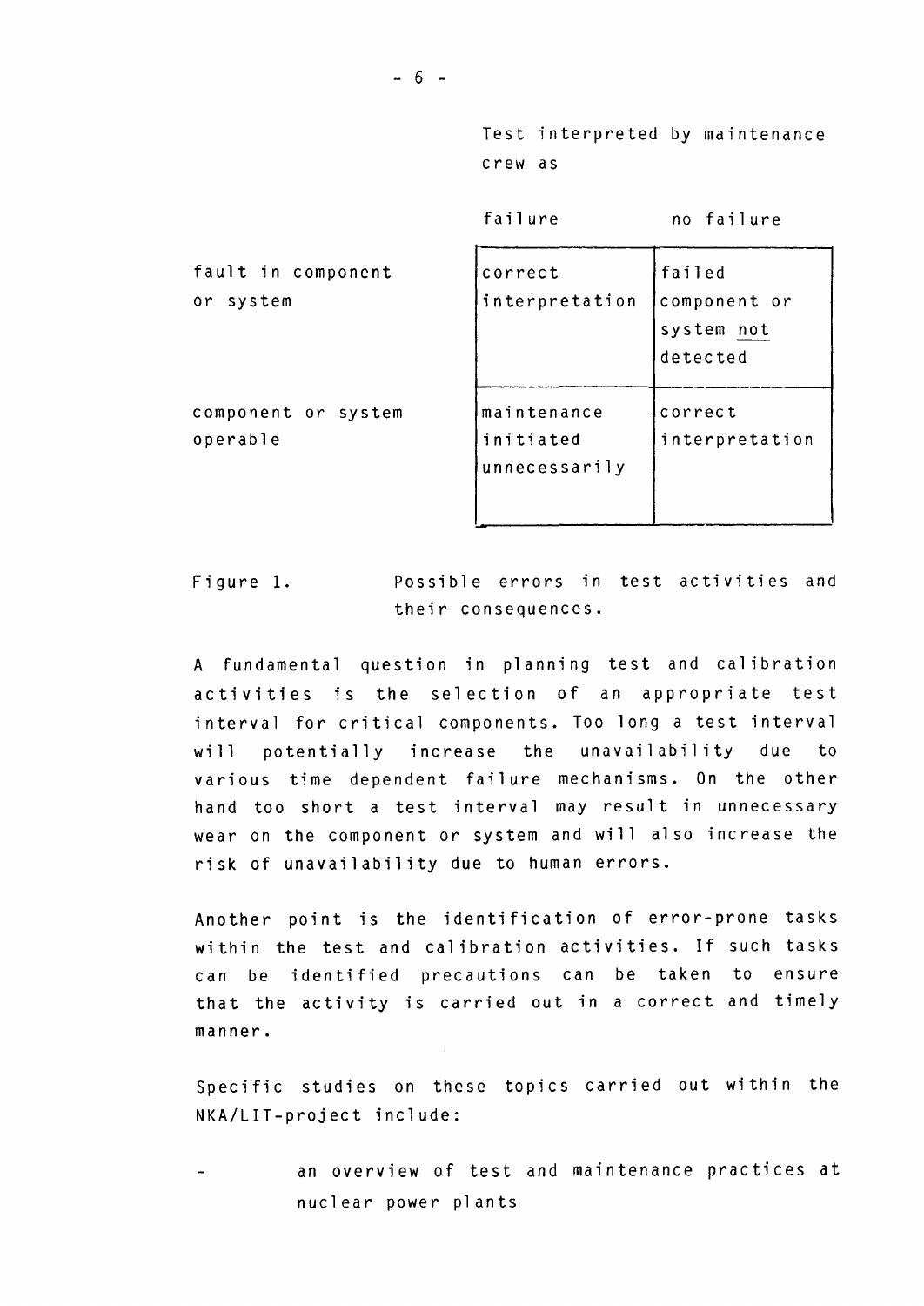| | Test interpreted by maintenance crew as | |
|---|---|---|
| | failure | no failure |
| fault in component or system | correct interpretation | failed component or system not detected |
| component or system operable | maintenance initiated unnecessarily | correct interpretation |

Figure 1. Possible errors in test activities and their consequences.

A fundamental question in planning test and calibration activities is the selection of an appropriate test interval for critical components. Too long a test interval will potentially increase the unavailability due to various time dependent failure mechanisms. On the other hand too short a test interval may result in unnecessary wear on the component or system and will also increase the risk of unavailability due to human errors.

Another point is the identification of error-prone tasks within the test and calibration activities. If such tasks can be identified precautions can be taken to ensure that the activity is carried out in a correct and timely manner.

Specific studies on these topics carried out within the NKA/LIT-project include:

- an overview of test and maintenance practices at nuclear power plants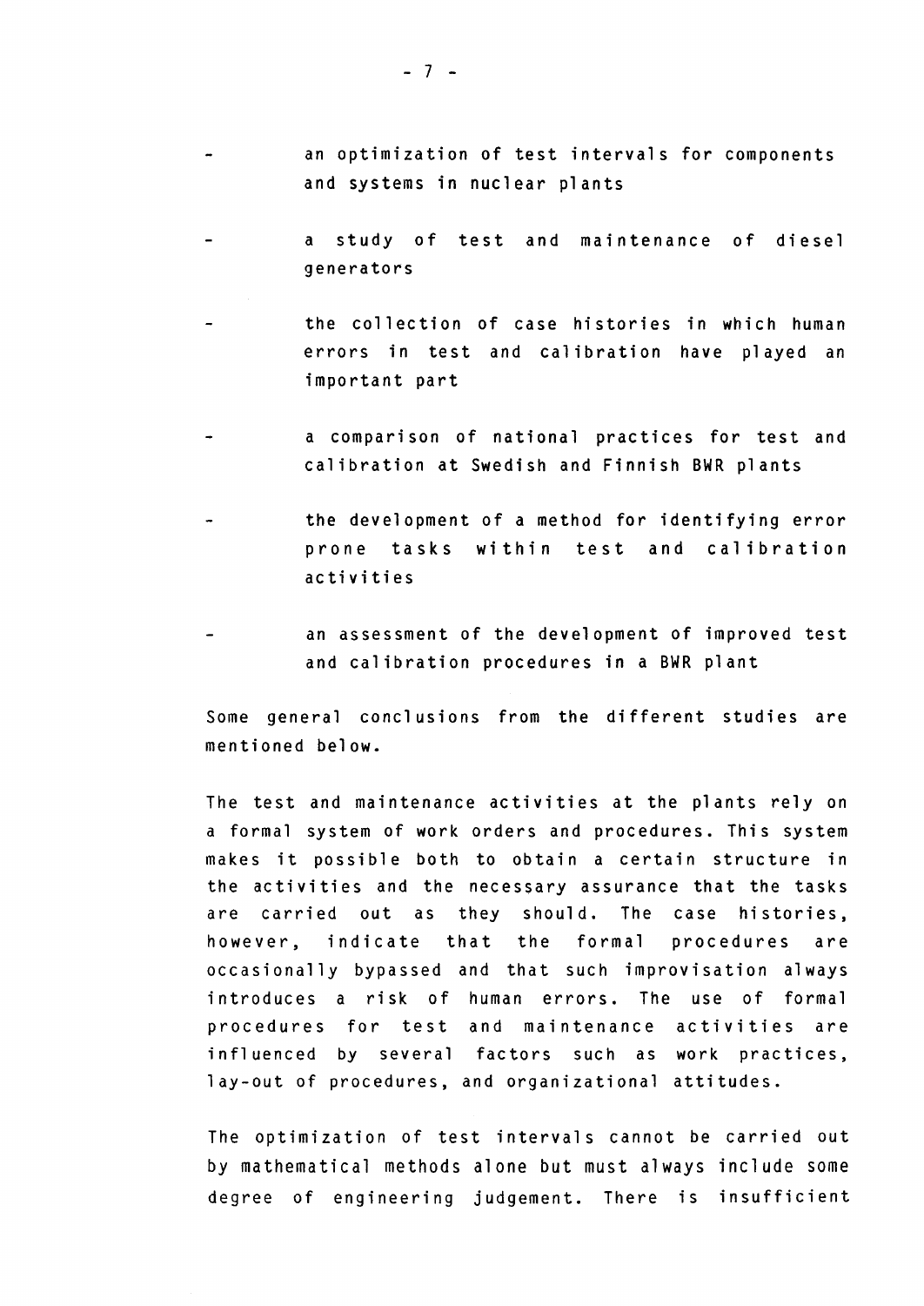- an optimization of test intervals for components and systems in nuclear plants

- a study of test and maintenance of diesel generators

- the collection of case histories in which human errors in test and calibration have played an important part

- a comparison of national practices for test and calibration at Swedish and Finnish BWR plants

- the development of a method for identifying error prone tasks within test and calibration activities

- an assessment of the development of improved test and calibration procedures in a BWR plant

Some general conclusions from the different studies are mentioned below.

The test and maintenance activities at the plants rely on a formal system of work orders and procedures. This system makes it possible both to obtain a certain structure in the activities and the necessary assurance that the tasks are carried out as they should. The case histories, however, indicate that the formal procedures are occasionally bypassed and that such improvisation always introduces a risk of human errors. The use of formal procedures for test and maintenance activities are influenced by several factors such as work practices, lay-out of procedures, and organizational attitudes.

The optimization of test intervals cannot be carried out by mathematical methods alone but must always include some degree of engineering judgement. There is insufficient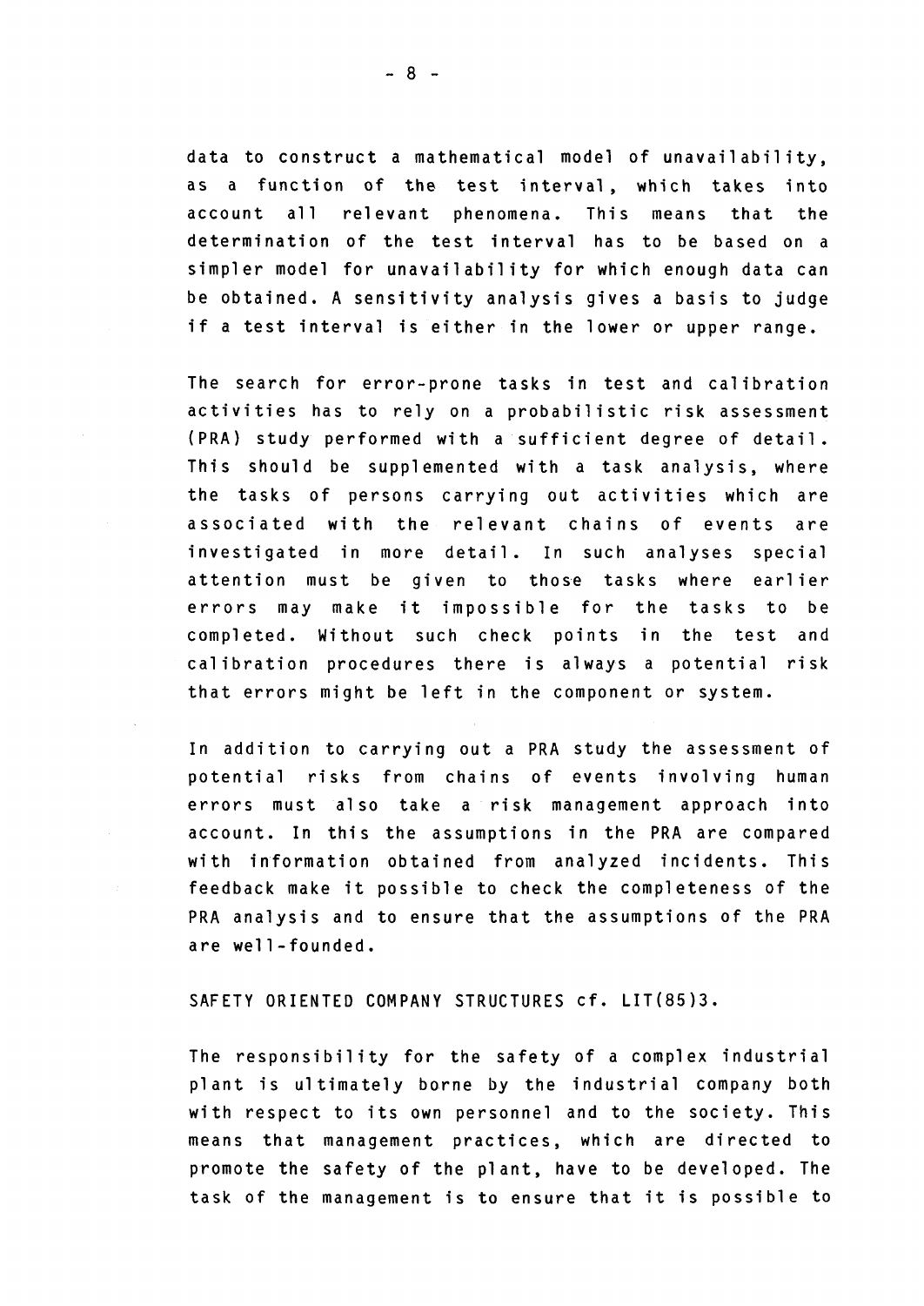data to construct a mathematical model of unavailability, as a function of the test interval, which takes into account all relevant phenomena. This means that the determination of the test interval has to be based on a simpler model for unavailability for which enough data can be obtained. A sensitivity analysis gives a basis to judge if a test interval is either in the lower or upper range.

The search for error-prone tasks in test and calibration activities has to rely on a probabilistic risk assessment (PRA) study performed with a sufficient degree of detail. This should be supplemented with a task analysis, where the tasks of persons carrying out activities which are associated with the relevant chains of events are investigated in more detail. In such analyses special attention must be given to those tasks where earlier errors may make it impossible for the tasks to be completed. Without such check points in the test and calibration procedures there is always a potential risk that errors might be left in the component or system.

In addition to carrying out a PRA study the assessment of potential risks from chains of events involving human errors must also take a risk management approach into account. In this the assumptions in the PRA are compared with information obtained from analyzed incidents. This feedback make it possible to check the completeness of the PRA analysis and to ensure that the assumptions of the PRA are well-founded.

SAFETY ORIENTED COMPANY STRUCTURES cf. LIT(85)3.

The responsibility for the safety of a complex industrial plant is ultimately borne by the industrial company both with respect to its own personnel and to the society. This means that management practices, which are directed to promote the safety of the plant, have to be developed. The task of the management is to ensure that it is possible to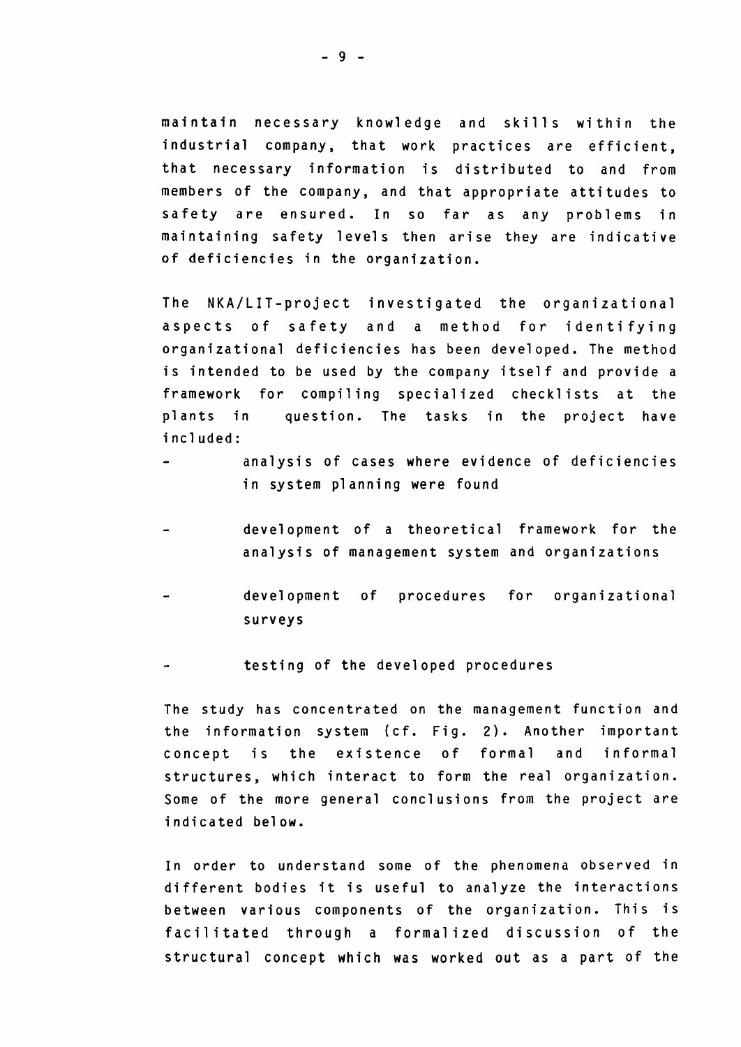maintain necessary knowledge and skills within the industrial company, that work practices are efficient, that necessary information is distributed to and from members of the company, and that appropriate attitudes to safety are ensured. In so far as any problems in maintaining safety levels then arise they are indicative of deficiencies in the organization.

The NKA/LIT-project investigated the organizational aspects of safety and a method for identifying organizational deficiencies has been developed. The method is intended to be used by the company itself and provide a framework for compiling specialized checklists at the plants in question. The tasks in the project have included:

- analysis of cases where evidence of deficiencies in system planning were found
- development of a theoretical framework for the analysis of management system and organizations
- development of procedures for organizational surveys
- testing of the developed procedures

The study has concentrated on the management function and the information system (cf. Fig. 2). Another important concept is the existence of formal and informal structures, which interact to form the real organization. Some of the more general conclusions from the project are indicated below.

In order to understand some of the phenomena observed in different bodies it is useful to analyze the interactions between various components of the organization. This is facilitated through a formalized discussion of the structural concept which was worked out as a part of the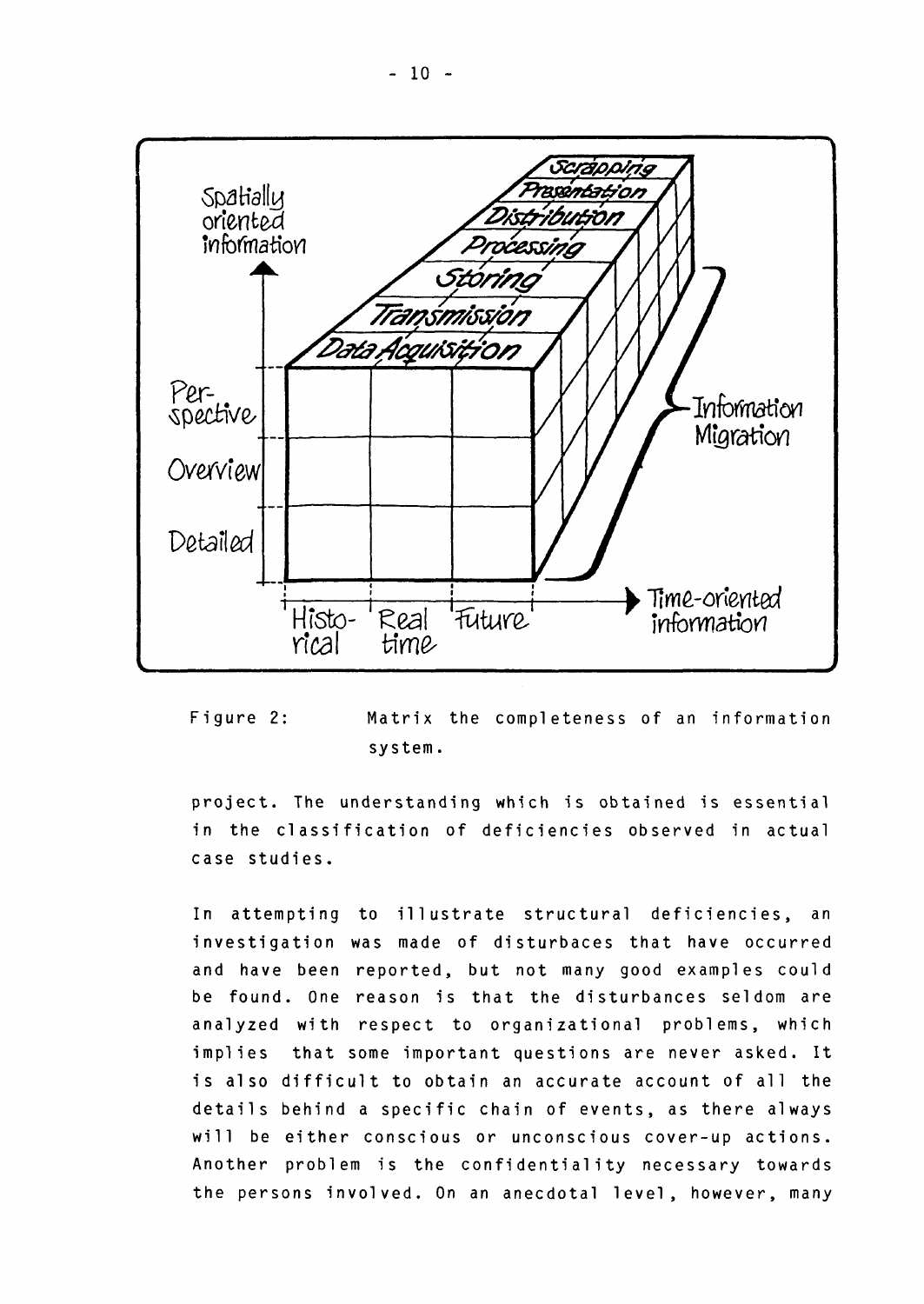Figure 2: Matrix the completeness of an information system.

project. The understanding which is obtained is essential in the classification of deficiencies observed in actual case studies.

In attempting to illustrate structural deficiencies, an investigation was made of disturbaces that have occurred and have been reported, but not many good examples could be found. One reason is that the disturbances seldom are analyzed with respect to organizational problems, which implies that some important questions are never asked. It is also difficult to obtain an accurate account of all the details behind a specific chain of events, as there always will be either conscious or unconscious cover-up actions. Another problem is the confidentiality necessary towards the persons involved. On an anecdotal level, however, many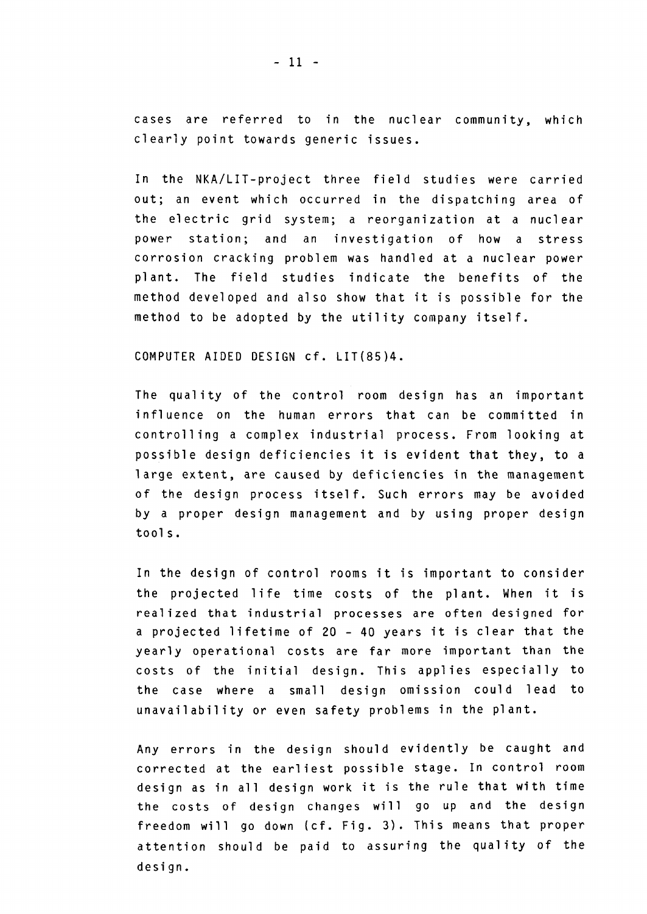cases are referred to in the nuclear community, which clearly point towards generic issues.

In the NKA/LIT-project three field studies were carried out; an event which occurred in the dispatching area of the electric grid system; a reorganization at a nuclear power station; and an investigation of how a stress corrosion cracking problem was handled at a nuclear power plant. The field studies indicate the benefits of the method developed and also show that it is possible for the method to be adopted by the utility company itself.

COMPUTER AIDED DESIGN cf. LIT(85)4.

The quality of the control room design has an important influence on the human errors that can be committed in controlling a complex industrial process. From looking at possible design deficiencies it is evident that they, to a large extent, are caused by deficiencies in the management of the design process itself. Such errors may be avoided by a proper design management and by using proper design tools.

In the design of control rooms it is important to consider the projected life time costs of the plant. When it is realized that industrial processes are often designed for a projected lifetime of 20 - 40 years it is clear that the yearly operational costs are far more important than the costs of the initial design. This applies especially to the case where a small design omission could lead to unavailability or even safety problems in the plant.

Any errors in the design should evidently be caught and corrected at the earliest possible stage. In control room design as in all design work it is the rule that with time the costs of design changes will go up and the design freedom will go down (cf. Fig. 3). This means that proper attention should be paid to assuring the quality of the design.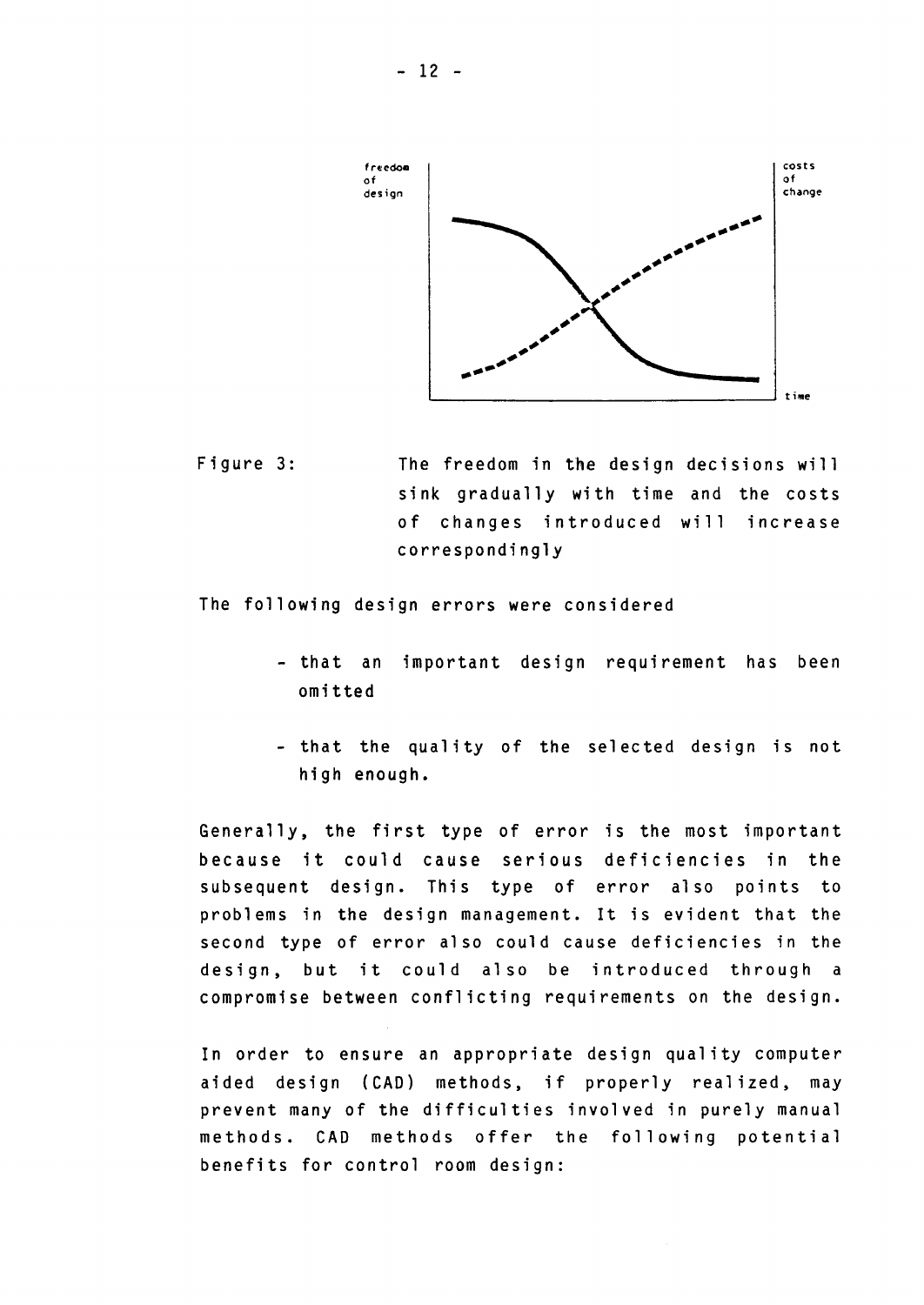Figure 3: The freedom in the design decisions will sink gradually with time and the costs of changes introduced will increase correspondingly

The following design errors were considered

- that an important design requirement has been omitted

- that the quality of the selected design is not high enough.

Generally, the first type of error is the most important because it could cause serious deficiencies in the subsequent design. This type of error also points to problems in the design management. It is evident that the second type of error also could cause deficiencies in the design, but it could also be introduced through a compromise between conflicting requirements on the design.

In order to ensure an appropriate design quality computer aided design (CAD) methods, if properly realized, may prevent many of the difficulties involved in purely manual methods. CAD methods offer the following potential benefits for control room design: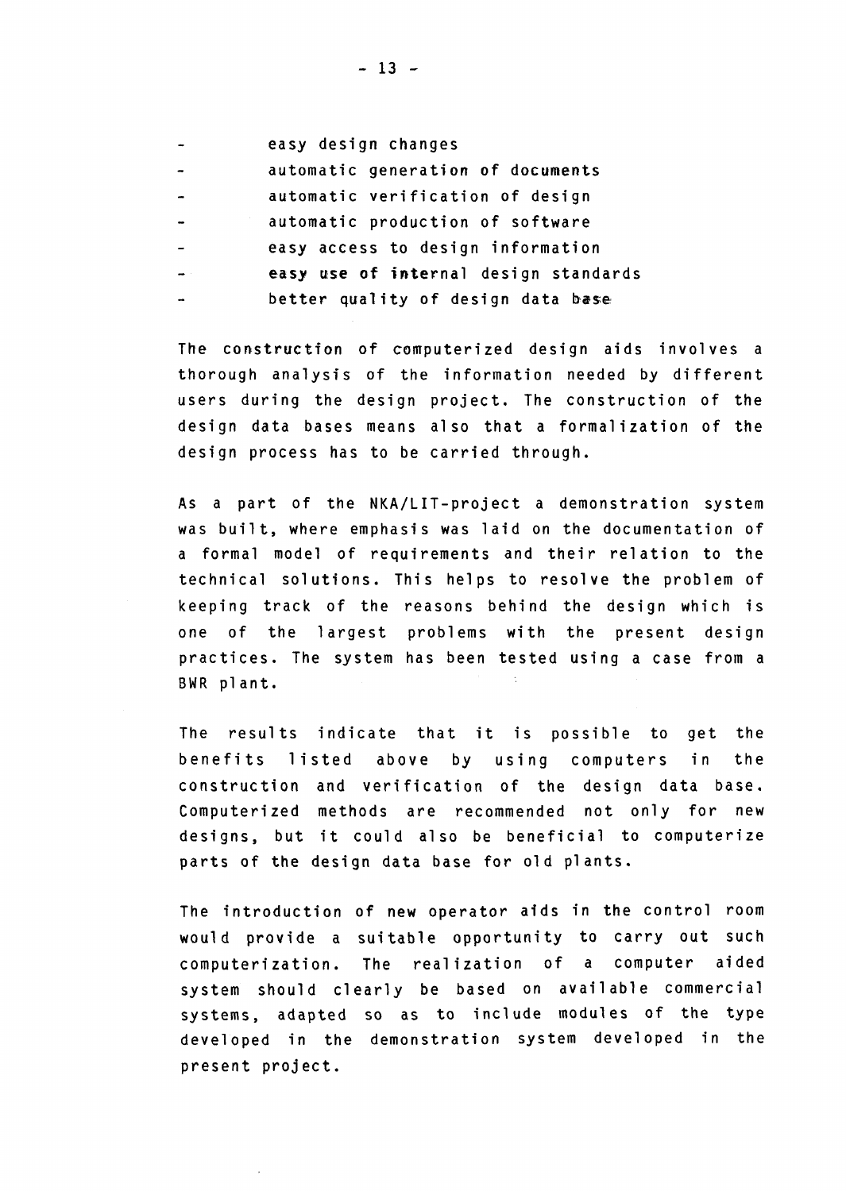- easy design changes
- automatic generation of documents
- automatic verification of design
- automatic production of software
- easy access to design information
- easy use of internal design standards
- better quality of design data base

The construction of computerized design aids involves a thorough analysis of the information needed by different users during the design project. The construction of the design data bases means also that a formalization of the design process has to be carried through.

As a part of the NKA/LIT-project a demonstration system was built, where emphasis was laid on the documentation of a formal model of requirements and their relation to the technical solutions. This helps to resolve the problem of keeping track of the reasons behind the design which is one of the largest problems with the present design practices. The system has been tested using a case from a BWR plant.

The results indicate that it is possible to get the benefits listed above by using computers in the construction and verification of the design data base. Computerized methods are recommended not only for new designs, but it could also be beneficial to computerize parts of the design data base for old plants.

The introduction of new operator aids in the control room would provide a suitable opportunity to carry out such computerization. The realization of a computer aided system should clearly be based on available commercial systems, adapted so as to include modules of the type developed in the demonstration system developed in the present project.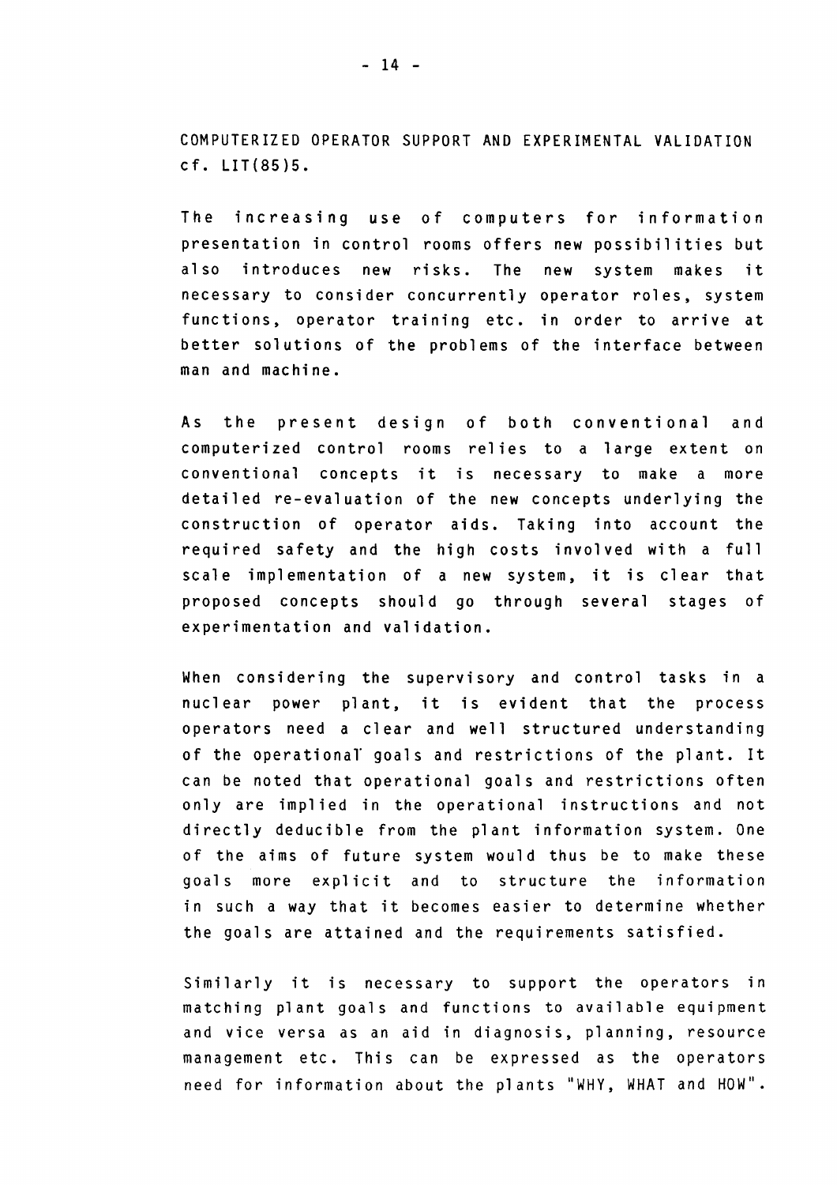## COMPUTERIZED OPERATOR SUPPORT AND EXPERIMENTAL VALIDATION cf. LIT(85)5.

The increasing use of computers for information presentation in control rooms offers new possibilities but also introduces new risks. The new system makes it necessary to consider concurrently operator roles, system functions, operator training etc. in order to arrive at better solutions of the problems of the interface between man and machine.

As the present design of both conventional and computerized control rooms relies to a large extent on conventional concepts it is necessary to make a more detailed re-evaluation of the new concepts underlying the construction of operator aids. Taking into account the required safety and the high costs involved with a full scale implementation of a new system, it is clear that proposed concepts should go through several stages of experimentation and validation.

When considering the supervisory and control tasks in a nuclear power plant, it is evident that the process operators need a clear and well structured understanding of the operational goals and restrictions of the plant. It can be noted that operational goals and restrictions often only are implied in the operational instructions and not directly deducible from the plant information system. One of the aims of future system would thus be to make these goals more explicit and to structure the information in such a way that it becomes easier to determine whether the goals are attained and the requirements satisfied.

Similarly it is necessary to support the operators in matching plant goals and functions to available equipment and vice versa as an aid in diagnosis, planning, resource management etc. This can be expressed as the operators need for information about the plants "WHY, WHAT and HOW".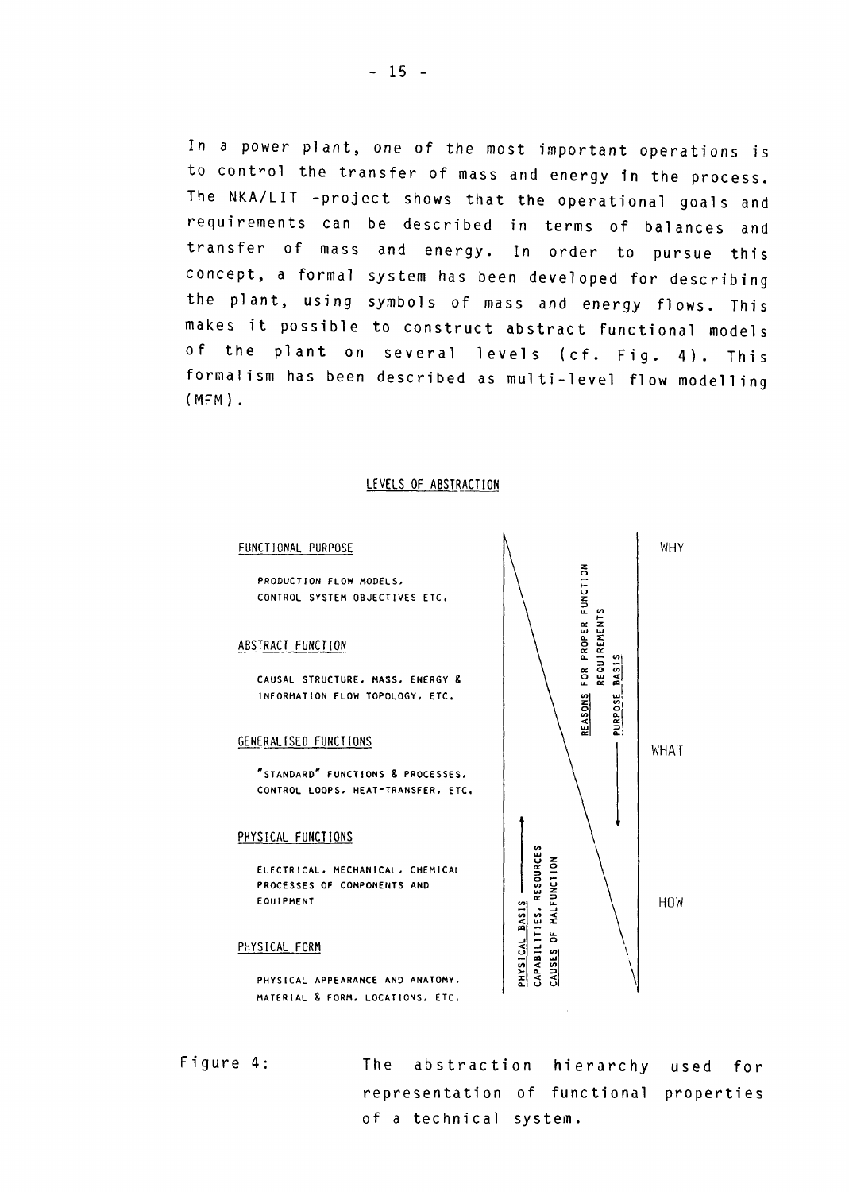In a power plant, one of the most important operations is to control the transfer of mass and energy in the process. The NKA/LIT -project shows that the operational goals and requirements can be described in terms of balances and transfer of mass and energy. In order to pursue this concept, a formal system has been developed for describing the plant, using symbols of mass and energy flows. This makes it possible to construct abstract functional models of the plant on several levels (cf. Fig. 4). This formalism has been described as multi-level flow modelling (MFM).

LEVELS OF ABSTRACTION

FUNCTIONAL PURPOSE

PRODUCTION FLOW MODELS, CONTROL SYSTEM OBJECTIVES ETC.

ABSTRACT FUNCTION

CAUSAL STRUCTURE, MASS, ENERGY & INFORMATION FLOW TOPOLOGY, ETC.

GENERALISED FUNCTIONS

"STANDARD" FUNCTIONS & PROCESSES, CONTROL LOOPS, HEAT-TRANSFER, ETC.

PHYSICAL FUNCTIONS

ELECTRICAL, MECHANICAL, CHEMICAL PROCESSES OF COMPONENTS AND EQUIPMENT

PHYSICAL FORM

PHYSICAL APPEARANCE AND ANATOMY, MATERIAL & FORM, LOCATIONS, ETC.

WHY

WHAT

HOW

REASONS FOR PROPER FUNCTION REQUIREMENTS

PURPOSE BASIS

PHYSICAL BASIS

CAPABILITIES, RESOURCES

CAUSES OF MALFUNCTION

Figure 4: The abstraction hierarchy used for representation of functional properties of a technical system.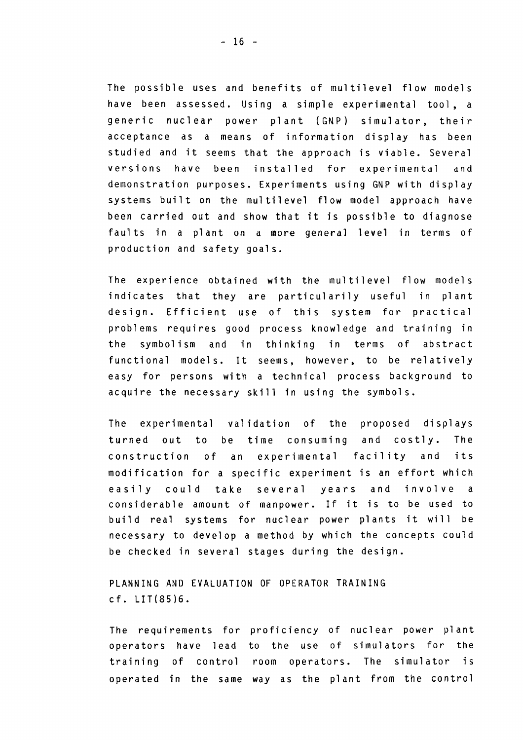The possible uses and benefits of multilevel flow models have been assessed. Using a simple experimental tool, a generic nuclear power plant (GNP) simulator, their acceptance as a means of information display has been studied and it seems that the approach is viable. Several versions have been installed for experimental and demonstration purposes. Experiments using GNP with display systems built on the multilevel flow model approach have been carried out and show that it is possible to diagnose faults in a plant on a more general level in terms of production and safety goals.

The experience obtained with the multilevel flow models indicates that they are particularily useful in plant design. Efficient use of this system for practical problems requires good process knowledge and training in the symbolism and in thinking in terms of abstract functional models. It seems, however, to be relatively easy for persons with a technical process background to acquire the necessary skill in using the symbols.

The experimental validation of the proposed displays turned out to be time consuming and costly. The construction of an experimental facility and its modification for a specific experiment is an effort which easily could take several years and involve a considerable amount of manpower. If it is to be used to build real systems for nuclear power plants it will be necessary to develop a method by which the concepts could be checked in several stages during the design.

## PLANNING AND EVALUATION OF OPERATOR TRAINING

cf. LIT(85)6.

The requirements for proficiency of nuclear power plant operators have lead to the use of simulators for the training of control room operators. The simulator is operated in the same way as the plant from the control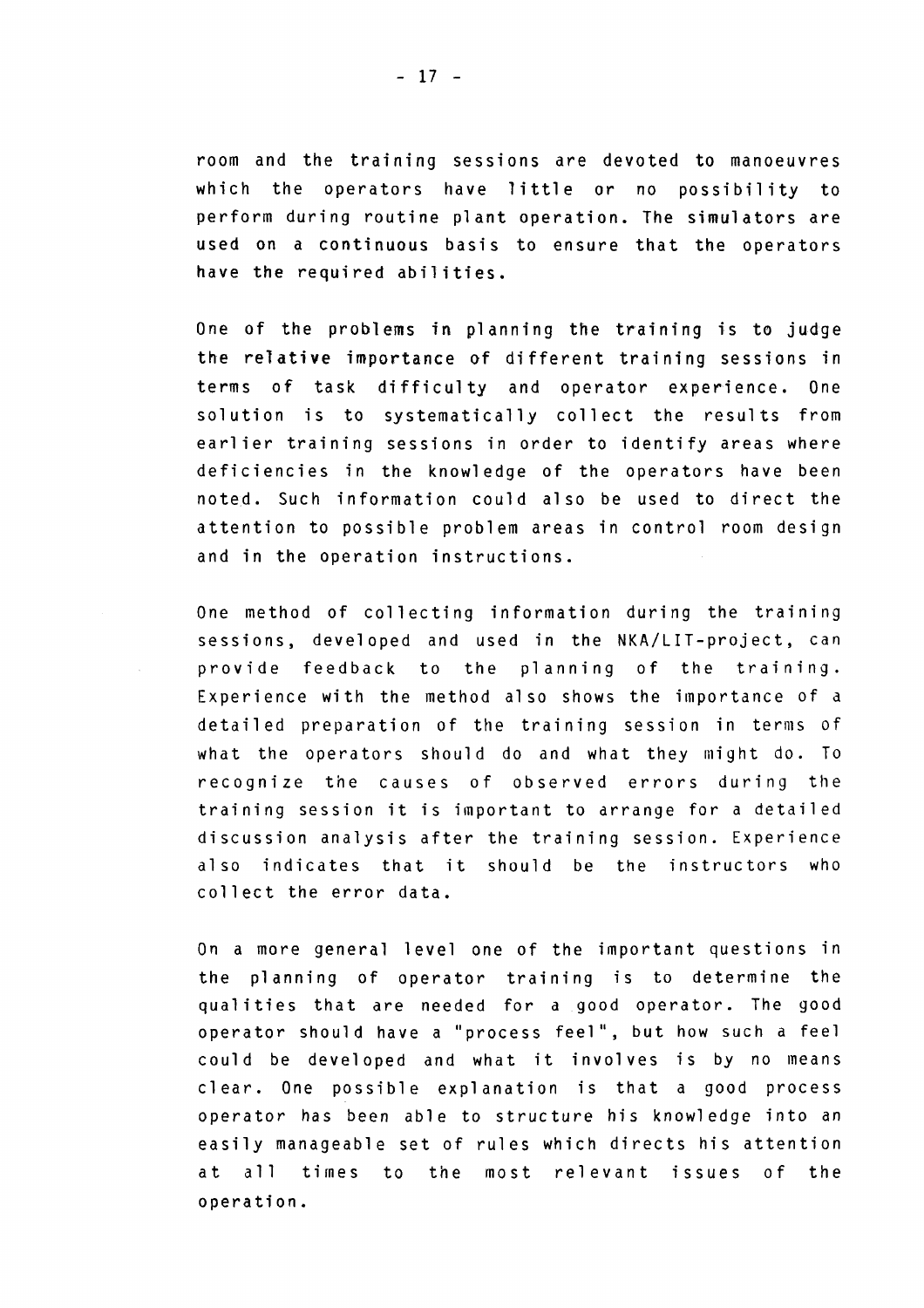room and the training sessions are devoted to manoeuvres which the operators have little or no possibility to perform during routine plant operation. The simulators are used on a continuous basis to ensure that the operators have the required abilities.

One of the problems in planning the training is to judge the relative importance of different training sessions in terms of task difficulty and operator experience. One solution is to systematically collect the results from earlier training sessions in order to identify areas where deficiencies in the knowledge of the operators have been noted. Such information could also be used to direct the attention to possible problem areas in control room design and in the operation instructions.

One method of collecting information during the training sessions, developed and used in the NKA/LIT-project, can provide feedback to the planning of the training. Experience with the method also shows the importance of a detailed preparation of the training session in terms of what the operators should do and what they might do. To recognize the causes of observed errors during the training session it is important to arrange for a detailed discussion analysis after the training session. Experience also indicates that it should be the instructors who collect the error data.

On a more general level one of the important questions in the planning of operator training is to determine the qualities that are needed for a good operator. The good operator should have a "process feel", but how such a feel could be developed and what it involves is by no means clear. One possible explanation is that a good process operator has been able to structure his knowledge into an easily manageable set of rules which directs his attention at all times to the most relevant issues of the operation.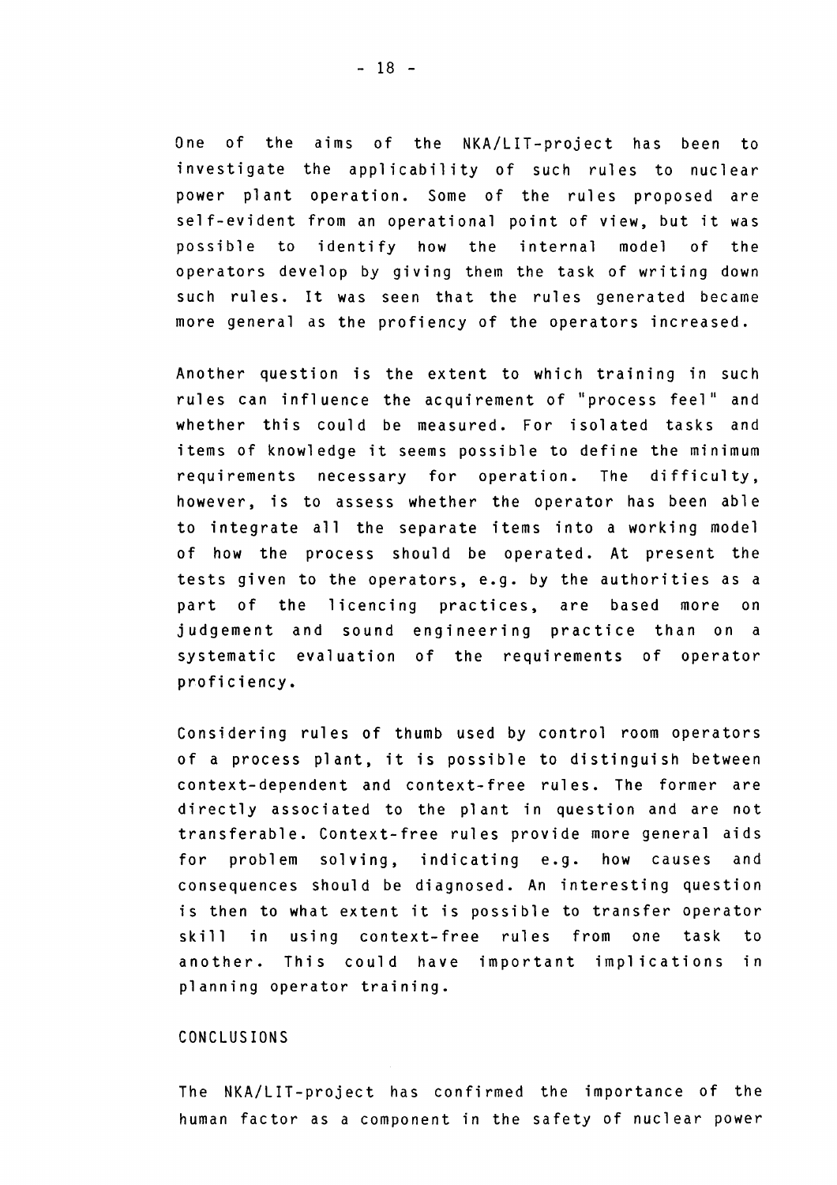One of the aims of the NKA/LIT-project has been to investigate the applicability of such rules to nuclear power plant operation. Some of the rules proposed are self-evident from an operational point of view, but it was possible to identify how the internal model of the operators develop by giving them the task of writing down such rules. It was seen that the rules generated became more general as the profiency of the operators increased.

Another question is the extent to which training in such rules can influence the acquirement of "process feel" and whether this could be measured. For isolated tasks and items of knowledge it seems possible to define the minimum requirements necessary for operation. The difficulty, however, is to assess whether the operator has been able to integrate all the separate items into a working model of how the process should be operated. At present the tests given to the operators, e.g. by the authorities as a part of the licencing practices, are based more on judgement and sound engineering practice than on a systematic evaluation of the requirements of operator proficiency.

Considering rules of thumb used by control room operators of a process plant, it is possible to distinguish between context-dependent and context-free rules. The former are directly associated to the plant in question and are not transferable. Context-free rules provide more general aids for problem solving, indicating e.g. how causes and consequences should be diagnosed. An interesting question is then to what extent it is possible to transfer operator skill in using context-free rules from one task to another. This could have important implications in planning operator training.

## CONCLUSIONS

The NKA/LIT-project has confirmed the importance of the human factor as a component in the safety of nuclear power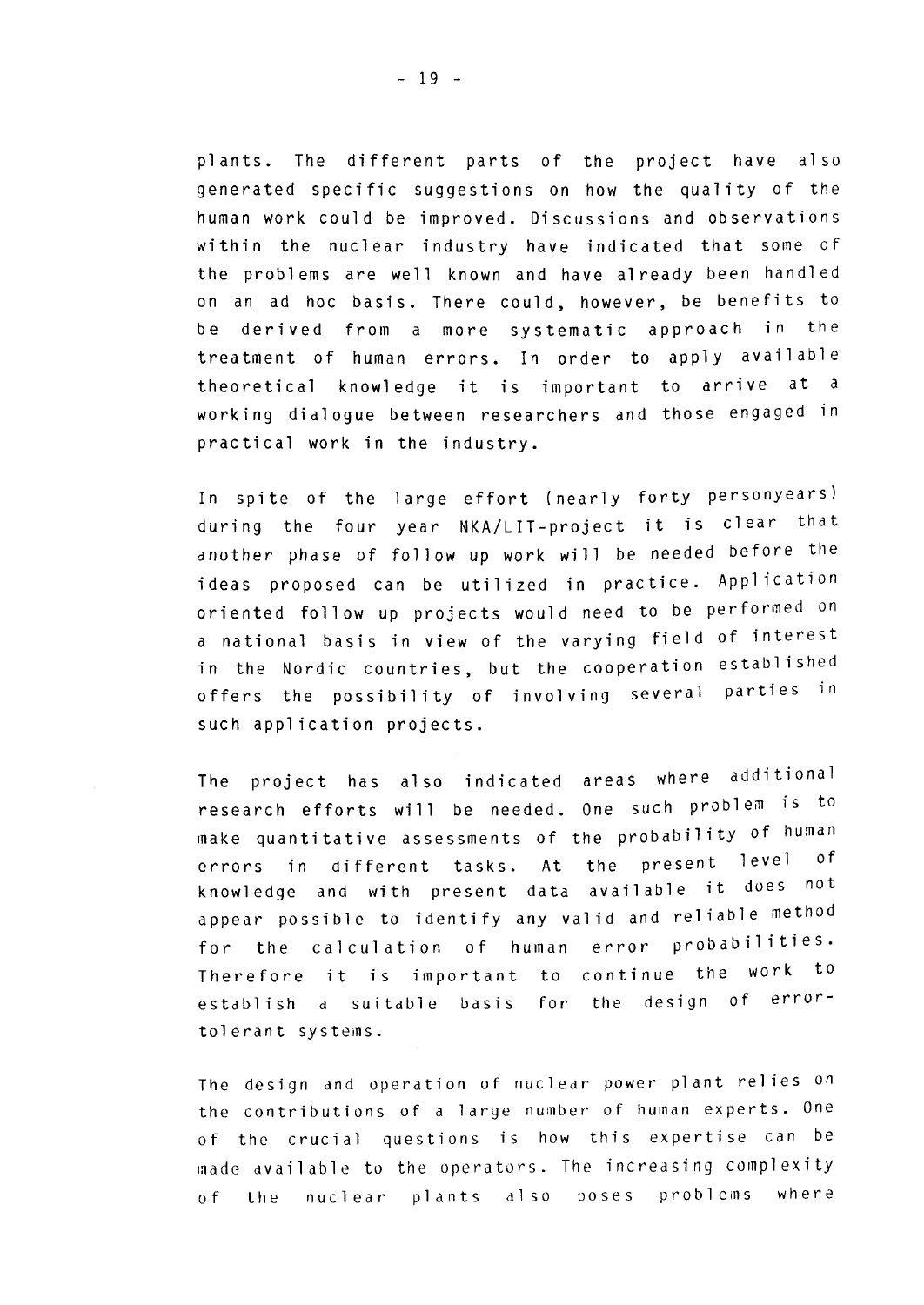plants. The different parts of the project have also generated specific suggestions on how the quality of the human work could be improved. Discussions and observations within the nuclear industry have indicated that some of the problems are well known and have already been handled on an ad hoc basis. There could, however, be benefits to be derived from a more systematic approach in the treatment of human errors. In order to apply available theoretical knowledge it is important to arrive at a working dialogue between researchers and those engaged in practical work in the industry.

In spite of the large effort (nearly forty personyears) during the four year NKA/LIT-project it is clear that another phase of follow up work will be needed before the ideas proposed can be utilized in practice. Application oriented follow up projects would need to be performed on a national basis in view of the varying field of interest in the Nordic countries, but the cooperation established offers the possibility of involving several parties in such application projects.

The project has also indicated areas where additional research efforts will be needed. One such problem is to make quantitative assessments of the probability of human errors in different tasks. At the present level of knowledge and with present data available it does not appear possible to identify any valid and reliable method for the calculation of human error probabilities. Therefore it is important to continue the work to establish a suitable basis for the design of error-tolerant systems.

The design and operation of nuclear power plant relies on the contributions of a large number of human experts. One of the crucial questions is how this expertise can be made available to the operators. The increasing complexity of the nuclear plants also poses problems where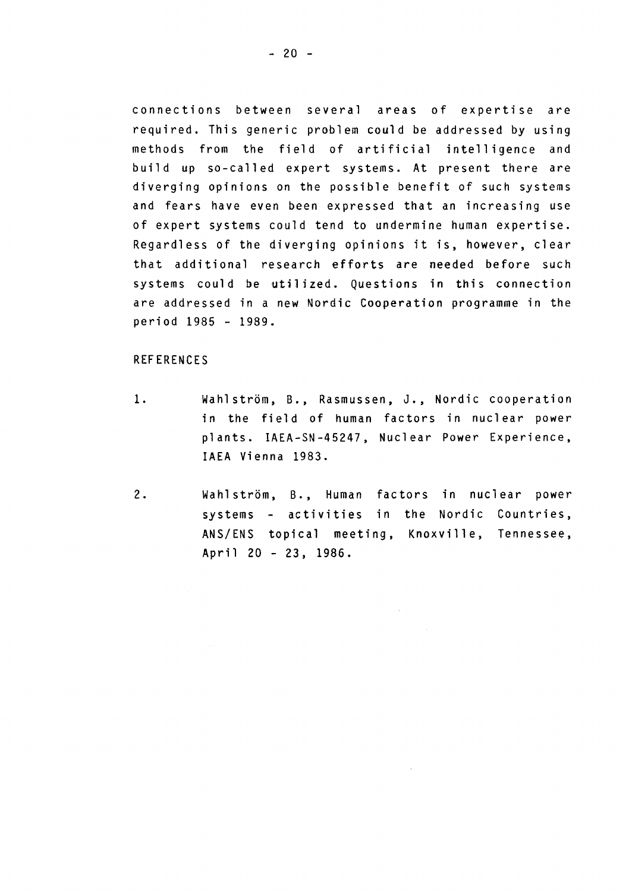connections between several areas of expertise are required. This generic problem could be addressed by using methods from the field of artificial intelligence and build up so-called expert systems. At present there are diverging opinions on the possible benefit of such systems and fears have even been expressed that an increasing use of expert systems could tend to undermine human expertise. Regardless of the diverging opinions it is, however, clear that additional research efforts are needed before such systems could be utilized. Questions in this connection are addressed in a new Nordic Cooperation programme in the period 1985 - 1989.

## REFERENCES

1. Wahlström, B., Rasmussen, J., Nordic cooperation in the field of human factors in nuclear power plants. IAEA-SN-45247, Nuclear Power Experience, IAEA Vienna 1983.

2. Wahlström, B., Human factors in nuclear power systems - activities in the Nordic Countries, ANS/ENS topical meeting, Knoxville, Tennessee, April 20 - 23, 1986.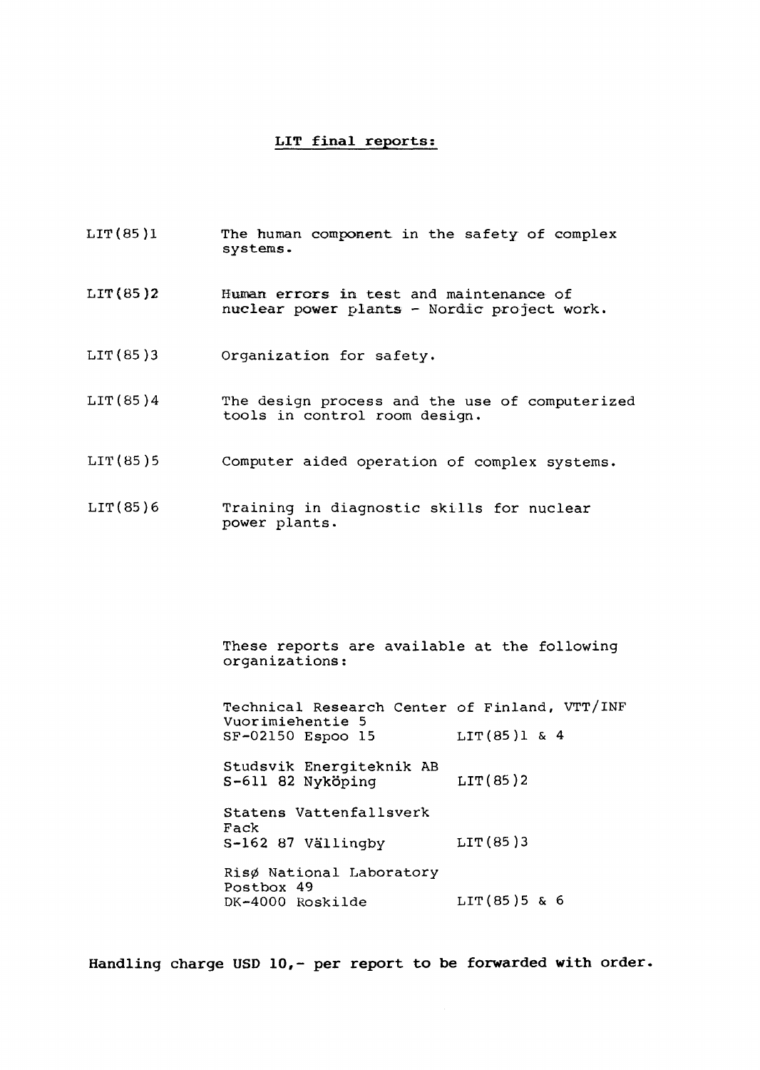## LIT final reports:

| | |
|---|---|
| LIT(85)1 | The human component in the safety of complex systems. |
| LIT(85)2 | Human errors in test and maintenance of nuclear power plants - Nordic project work. |
| LIT(85)3 | Organization for safety. |
| LIT(85)4 | The design process and the use of computerized tools in control room design. |
| LIT(85)5 | Computer aided operation of complex systems. |
| LIT(85)6 | Training in diagnostic skills for nuclear power plants. |

These reports are available at the following organizations:

| | |
|---|---|
| Technical Research Center of Finland, VTT/INF<br>Vuorimiehentie 5<br>SF-02150 Espoo 15 | LIT(85)1 & 4 |
| Studsvik Energiteknik AB<br>S-611 82 Nyköping | LIT(85)2 |
| Statens Vattenfallsverk<br>Fack<br>S-162 87 Vällingby | LIT(85)3 |
| Risø National Laboratory<br>Postbox 49<br>DK-4000 Roskilde | LIT(85)5 & 6 |

**Handling charge USD 10,- per report to be forwarded with order.**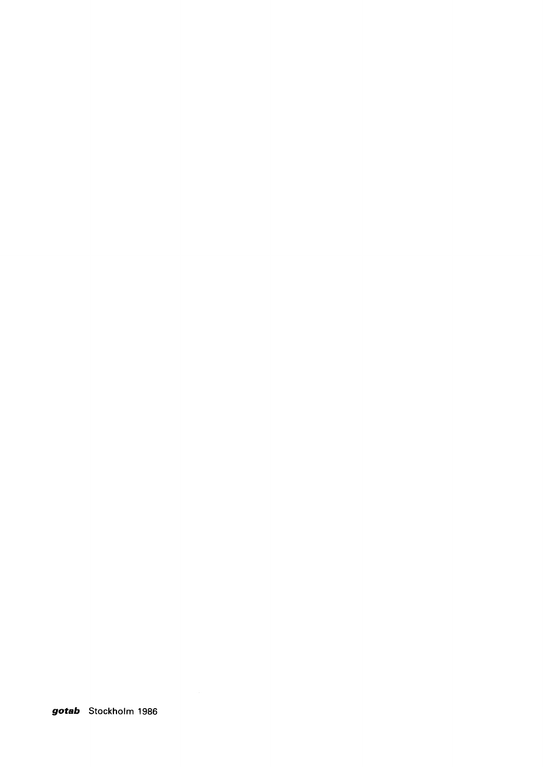***gotab*** Stockholm 1986